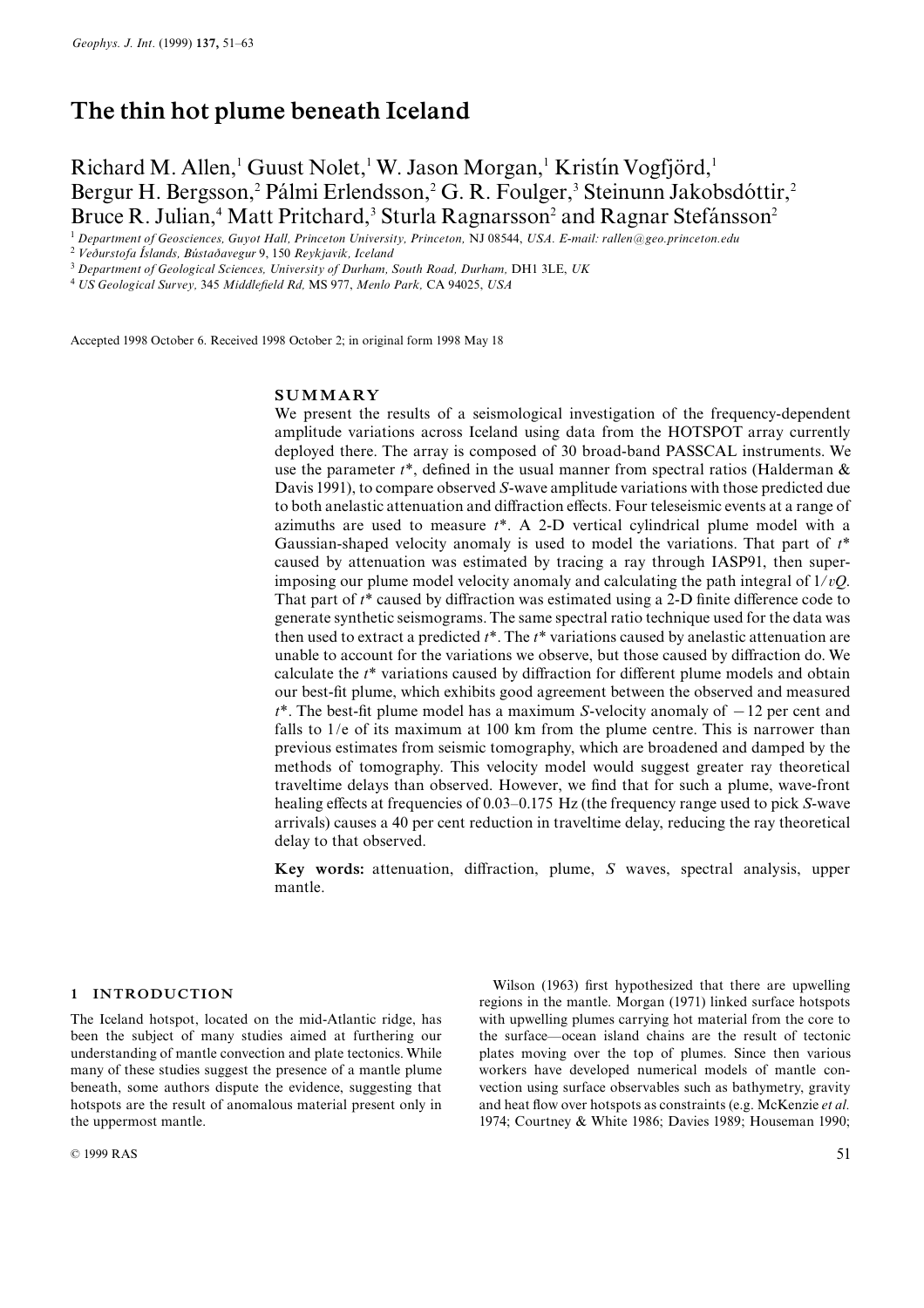# The thin hot plume beneath Iceland

Richard M. Allen,[1] Guust Nolet,[1] W. Jason Morgan,[1] Kristín Vogfjörd,[1] Bergur H. Bergsson,[2] Pálmi Erlendsson,[2] G. R. Foulger,[3] Steinunn Jakobsdóttir,[2] Bruce R. Julian,[4] Matt Pritchard,[3] Sturla Ragnarsson[2] and Ragnar Stefánsson[2]

[1] *Department of Geosciences, Guyot Hall, Princeton University, Princeton,* NJ 08544, *USA. E-mail: rallen@geo.princeton.edu*
[2] *Veðurstofa Íslands, Bústaðavegur* 9, 150 *Reykjavík, Iceland*
[3] *Department of Geological Sciences, University of Durham, South Road, Durham,* DH1 3LE, *UK*
[4] *US Geological Survey,* 345 *Middlefield Rd,* MS 977, *Menlo Park,* CA 94025, *USA*

Accepted 1998 October 6. Received 1998 October 2; in original form 1998 May 18

## SUMMARY

We present the results of a seismological investigation of the frequency-dependent amplitude variations across Iceland using data from the HOTSPOT array currently deployed there. The array is composed of 30 broad-band PASSCAL instruments. We use the parameter $t^*$, defined in the usual manner from spectral ratios (Halderman & Davis 1991), to compare observed *S*-wave amplitude variations with those predicted due to both anelastic attenuation and diffraction effects. Four teleseismic events at a range of azimuths are used to measure $t^*$. A 2-D vertical cylindrical plume model with a Gaussian-shaped velocity anomaly is used to model the variations. That part of $t^*$ caused by attenuation was estimated by tracing a ray through IASP91, then superimposing our plume model velocity anomaly and calculating the path integral of $1/vQ$. That part of $t^*$ caused by diffraction was estimated using a 2-D finite difference code to generate synthetic seismograms. The same spectral ratio technique used for the data was then used to extract a predicted $t^*$. The $t^*$ variations caused by anelastic attenuation are unable to account for the variations we observe, but those caused by diffraction do. We calculate the $t^*$ variations caused by diffraction for different plume models and obtain our best-fit plume, which exhibits good agreement between the observed and measured $t^*$. The best-fit plume model has a maximum *S*-velocity anomaly of $-12$ per cent and falls to $1/e$ of its maximum at 100 km from the plume centre. This is narrower than previous estimates from seismic tomography, which are broadened and damped by the methods of tomography. This velocity model would suggest greater ray theoretical traveltime delays than observed. However, we find that for such a plume, wave-front healing effects at frequencies of 0.03–0.175 Hz (the frequency range used to pick *S*-wave arrivals) causes a 40 per cent reduction in traveltime delay, reducing the ray theoretical delay to that observed.

**Key words:** attenuation, diffraction, plume, *S* waves, spectral analysis, upper mantle.

## 1 INTRODUCTION

The Iceland hotspot, located on the mid-Atlantic ridge, has been the subject of many studies aimed at furthering our understanding of mantle convection and plate tectonics. While many of these studies suggest the presence of a mantle plume beneath, some authors dispute the evidence, suggesting that hotspots are the result of anomalous material present only in the uppermost mantle.

Wilson (1963) first hypothesized that there are upwelling regions in the mantle. Morgan (1971) linked surface hotspots with upwelling plumes carrying hot material from the core to the surface—ocean island chains are the result of tectonic plates moving over the top of plumes. Since then various workers have developed numerical models of mantle convection using surface observables such as bathymetry, gravity and heat flow over hotspots as constraints (e.g. McKenzie *et al.* 1974; Courtney & White 1986; Davies 1989; Houseman 1990;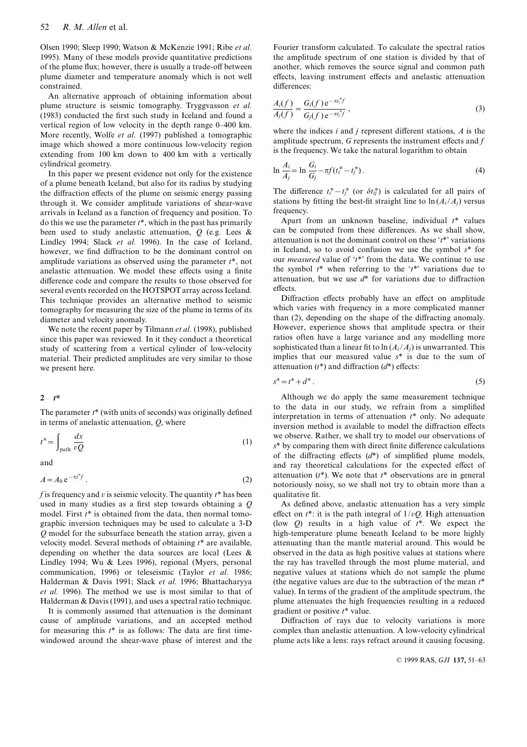Olsen 1990; Sleep 1990; Watson & McKenzie 1991; Ribe *et al.* 1995). Many of these models provide quantitative predictions of the plume flux; however, there is usually a trade-off between plume diameter and temperature anomaly which is not well constrained.

An alternative approach of obtaining information about plume structure is seismic tomography. Tryggvasson *et al.* (1983) conducted the first such study in Iceland and found a vertical region of low velocity in the depth range 0–400 km. More recently, Wolfe *et al.* (1997) published a tomographic image which showed a more continuous low-velocity region extending from 100 km down to 400 km with a vertically cylindrical geometry.

In this paper we present evidence not only for the existence of a plume beneath Iceland, but also for its radius by studying the diffraction effects of the plume on seismic energy passing through it. We consider amplitude variations of shear-wave arrivals in Iceland as a function of frequency and position. To do this we use the parameter $t^*$, which in the past has primarily been used to study anelastic attenuation, $Q$ (e.g. Lees & Lindley 1994; Slack *et al.* 1996). In the case of Iceland, however, we find diffraction to be the dominant control on amplitude variations as observed using the parameter $t^*$, not anelastic attenuation. We model these effects using a finite difference code and compare the results to those observed for several events recorded on the HOTSPOT array across Iceland. This technique provides an alternative method to seismic tomography for measuring the size of the plume in terms of its diameter and velocity anomaly.

We note the recent paper by Tilmann *et al.* (1998), published since this paper was reviewed. In it they conduct a theoretical study of scattering from a vertical cylinder of low-velocity material. Their predicted amplitudes are very similar to those we present here.

## 2 $t^*$

The parameter $t^*$ (with units of seconds) was originally defined in terms of anelastic attenuation, $Q$, where

$$t^* = \int_{\text{path}} \frac{dx}{vQ} \tag{1}$$

and

$$A = A_0 \, e^{-\pi t^* f} . \tag{2}$$

$f$ is frequency and $v$ is seismic velocity. The quantity $t^*$ has been used in many studies as a first step towards obtaining a $Q$ model. First $t^*$ is obtained from the data, then normal tomographic inversion techniques may be used to calculate a 3-D $Q$ model for the subsurface beneath the station array, given a velocity model. Several methods of obtaining $t^*$ are available, depending on whether the data sources are local (Lees & Lindley 1994; Wu & Lees 1996), regional (Myers, personal communication, 1996) or teleseismic (Taylor *et al.* 1986; Halderman & Davis 1991; Slack *et al.* 1996; Bhattacharyya *et al.* 1996). The method we use is most similar to that of Halderman & Davis (1991), and uses a spectral ratio technique.

It is commonly assumed that attenuation is the dominant cause of amplitude variations, and an accepted method for measuring this $t^*$ is as follows: The data are first time-windowed around the shear-wave phase of interest and the Fourier transform calculated. To calculate the spectral ratios the amplitude spectrum of one station is divided by that of another, which removes the source signal and common path effects, leaving instrument effects and anelastic attenuation differences:

$$\frac{A_i(f)}{A_j(f)} = \frac{G_i(f)\, e^{-\pi t_i^* f}}{G_j(f)\, e^{-\pi t_j^* f}} , \tag{3}$$

where the indices $i$ and $j$ represent different stations, $A$ is the amplitude spectrum, $G$ represents the instrument effects and $f$ is the frequency. We take the natural logarithm to obtain

$$\ln \frac{A_i}{A_j} = \ln \frac{G_i}{G_j} - \pi f (t_i^* - t_j^*) . \tag{4}$$

The difference $t_i^* - t_j^*$ (or $\delta t_{ij}^*$) is calculated for all pairs of stations by fitting the best-fit straight line to $\ln(A_i/A_j)$ versus frequency.

Apart from an unknown baseline, individual $t^*$ values can be computed from these differences. As we shall show, attenuation is not the dominant control on these '$t^*$' variations in Iceland, so to avoid confusion we use the symbol $s^*$ for our *measured* value of '$t^*$' from the data. We continue to use the symbol $t^*$ when referring to the '$t^*$' variations due to attenuation, but we use $d^*$ for variations due to diffraction effects.

Diffraction effects probably have an effect on amplitude which varies with frequency in a more complicated manner than (2), depending on the shape of the diffracting anomaly. However, experience shows that amplitude spectra or their ratios often have a large variance and any modelling more sophisticated than a linear fit to $\ln(A_i/A_j)$ is unwarranted. This implies that our measured value $s^*$ is due to the sum of attenuation ($t^*$) and diffraction ($d^*$) effects:

$$s^* = t^* + d^* . \tag{5}$$

Although we do apply the same measurement technique to the data in our study, we refrain from a simplified interpretation in terms of attenuation $t^*$ only. No adequate inversion method is available to model the diffraction effects we observe. Rather, we shall try to model our observations of $s^*$ by comparing them with direct finite difference calculations of the diffracting effects ($d^*$) of simplified plume models, and ray theoretical calculations for the expected effect of attenuation ($t^*$). We note that $t^*$ observations are in general notoriously noisy, so we shall not try to obtain more than a qualitative fit.

As defined above, anelastic attenuation has a very simple effect on $t^*$: it is the path integral of $1/vQ$. High attenuation (low $Q$) results in a high value of $t^*$. We expect the high-temperature plume beneath Iceland to be more highly attenuating than the mantle material around. This would be observed in the data as high positive values at stations where the ray has travelled through the most plume material, and negative values at stations which do not sample the plume (the negative values are due to the subtraction of the mean $t^*$ value). In terms of the gradient of the amplitude spectrum, the plume attenuates the high frequencies resulting in a reduced gradient or positive $t^*$ value.

Diffraction of rays due to velocity variations is more complex than anelastic attenuation. A low-velocity cylindrical plume acts like a lens: rays refract around it causing focusing.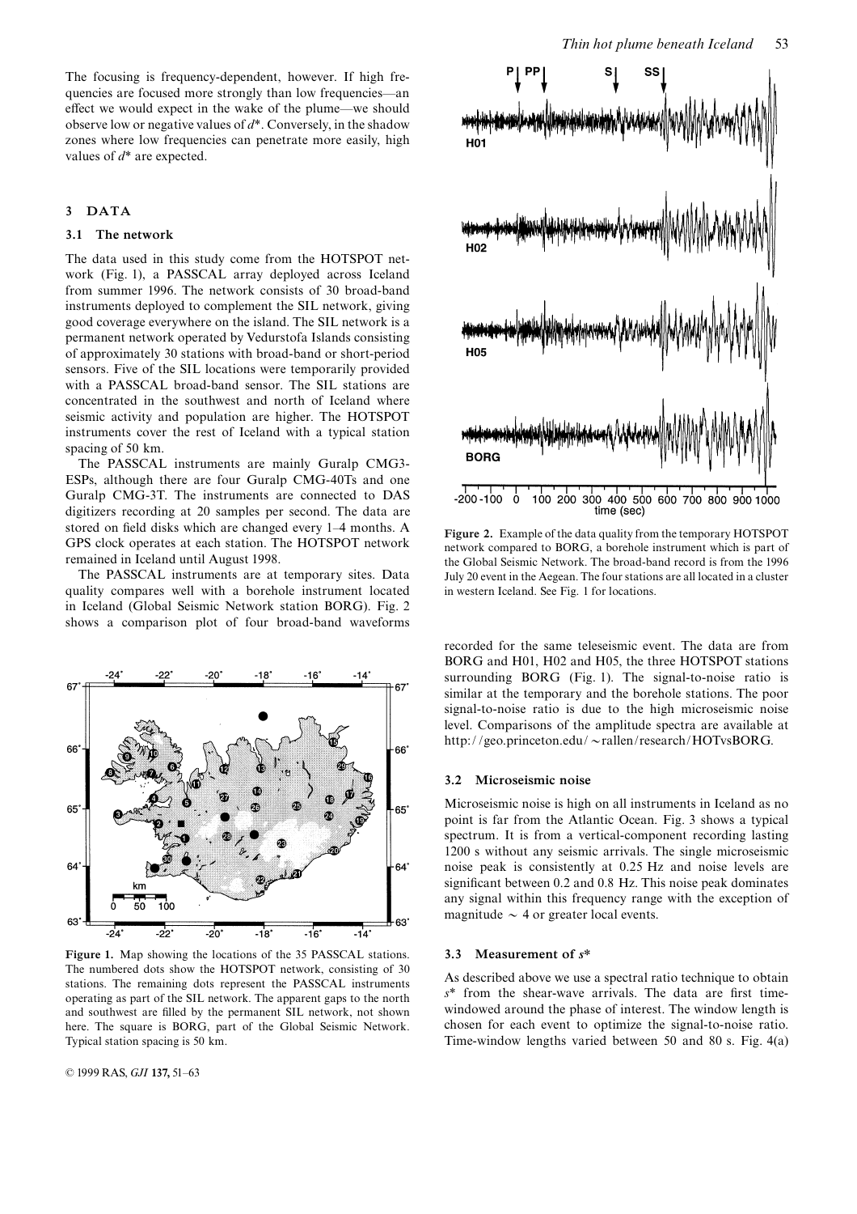The focusing is frequency-dependent, however. If high frequencies are focused more strongly than low frequencies—an effect we would expect in the wake of the plume—we should observe low or negative values of $d^*$. Conversely, in the shadow zones where low frequencies can penetrate more easily, high values of $d^*$ are expected.

## 3 DATA

### 3.1 The network

The data used in this study come from the HOTSPOT network (Fig. 1), a PASSCAL array deployed across Iceland from summer 1996. The network consists of 30 broad-band instruments deployed to complement the SIL network, giving good coverage everywhere on the island. The SIL network is a permanent network operated by Vedurstofa Islands consisting of approximately 30 stations with broad-band or short-period sensors. Five of the SIL locations were temporarily provided with a PASSCAL broad-band sensor. The SIL stations are concentrated in the southwest and north of Iceland where seismic activity and population are higher. The HOTSPOT instruments cover the rest of Iceland with a typical station spacing of 50 km.

The PASSCAL instruments are mainly Guralp CMG3-ESPs, although there are four Guralp CMG-40Ts and one Guralp CMG-3T. The instruments are connected to DAS digitizers recording at 20 samples per second. The data are stored on field disks which are changed every 1–4 months. A GPS clock operates at each station. The HOTSPOT network remained in Iceland until August 1998.

The PASSCAL instruments are at temporary sites. Data quality compares well with a borehole instrument located in Iceland (Global Seismic Network station BORG). Fig. 2 shows a comparison plot of four broad-band waveforms recorded for the same teleseismic event. The data are from BORG and H01, H02 and H05, the three HOTSPOT stations surrounding BORG (Fig. 1). The signal-to-noise ratio is similar at the temporary and the borehole stations. The poor signal-to-noise ratio is due to the high microseismic noise level. Comparisons of the amplitude spectra are available at http://geo.princeton.edu/~rallen/research/HOTvsBORG.

**Figure 1.** Map showing the locations of the 35 PASSCAL stations. The numbered dots show the HOTSPOT network, consisting of 30 stations. The remaining dots represent the PASSCAL instruments operating as part of the SIL network. The apparent gaps to the north and southwest are filled by the permanent SIL network, not shown here. The square is BORG, part of the Global Seismic Network. Typical station spacing is 50 km.

**Figure 2.** Example of the data quality from the temporary HOTSPOT network compared to BORG, a borehole instrument which is part of the Global Seismic Network. The broad-band record is from the 1996 July 20 event in the Aegean. The four stations are all located in a cluster in western Iceland. See Fig. 1 for locations.

### 3.2 Microseismic noise

Microseismic noise is high on all instruments in Iceland as no point is far from the Atlantic Ocean. Fig. 3 shows a typical spectrum. It is from a vertical-component recording lasting 1200 s without any seismic arrivals. The single microseismic noise peak is consistently at 0.25 Hz and noise levels are significant between 0.2 and 0.8 Hz. This noise peak dominates any signal within this frequency range with the exception of magnitude ~ 4 or greater local events.

### 3.3 Measurement of $s^*$

As described above we use a spectral ratio technique to obtain $s^*$ from the shear-wave arrivals. The data are first time-windowed around the phase of interest. The window length is chosen for each event to optimize the signal-to-noise ratio. Time-window lengths varied between 50 and 80 s. Fig. 4(a)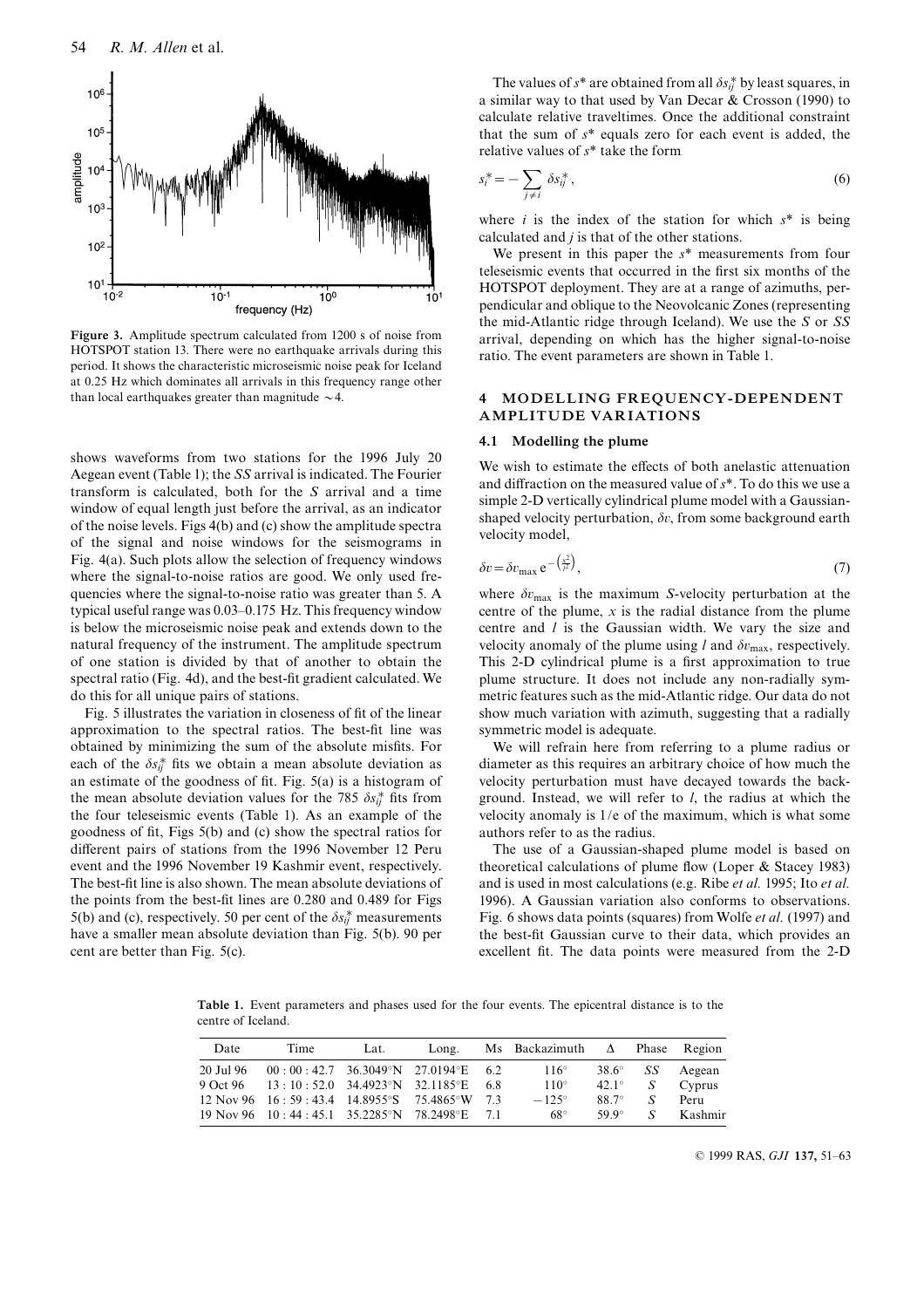Figure 3. Amplitude spectrum calculated from 1200 s of noise from HOTSPOT station 13. There were no earthquake arrivals during this period. It shows the characteristic microseismic noise peak for Iceland at 0.25 Hz which dominates all arrivals in this frequency range other than local earthquakes greater than magnitude ~4.

shows waveforms from two stations for the 1996 July 20 Aegean event (Table 1); the *SS* arrival is indicated. The Fourier transform is calculated, both for the *S* arrival and a time window of equal length just before the arrival, as an indicator of the noise levels. Figs 4(b) and (c) show the amplitude spectra of the signal and noise windows for the seismograms in Fig. 4(a). Such plots allow the selection of frequency windows where the signal-to-noise ratios are good. We only used frequencies where the signal-to-noise ratio was greater than 5. A typical useful range was 0.03–0.175 Hz. This frequency window is below the microseismic noise peak and extends down to the natural frequency of the instrument. The amplitude spectrum of one station is divided by that of another to obtain the spectral ratio (Fig. 4d), and the best-fit gradient calculated. We do this for all unique pairs of stations.

Fig. 5 illustrates the variation in closeness of fit of the linear approximation to the spectral ratios. The best-fit line was obtained by minimizing the sum of the absolute misfits. For each of the $\delta s^*_{ij}$ fits we obtain a mean absolute deviation as an estimate of the goodness of fit. Fig. 5(a) is a histogram of the mean absolute deviation values for the 785 $\delta s^*_{ij}$ fits from the four teleseismic events (Table 1). As an example of the goodness of fit, Figs 5(b) and (c) show the spectral ratios for different pairs of stations from the 1996 November 12 Peru event and the 1996 November 19 Kashmir event, respectively. The best-fit line is also shown. The mean absolute deviations of the points from the best-fit lines are 0.280 and 0.489 for Figs 5(b) and (c), respectively. 50 per cent of the $\delta s^*_{ij}$ measurements have a smaller mean absolute deviation than Fig. 5(b). 90 per cent are better than Fig. 5(c).

The values of $s^*$ are obtained from all $\delta s^*_{ij}$ by least squares, in a similar way to that used by Van Decar & Crosson (1990) to calculate relative traveltimes. Once the additional constraint that the sum of $s^*$ equals zero for each event is added, the relative values of $s^*$ take the form

$$s^*_i = -\sum_{j \neq i} \delta s^*_{ij}\,, \tag{6}$$

where $i$ is the index of the station for which $s^*$ is being calculated and $j$ is that of the other stations.

We present in this paper the $s^*$ measurements from four teleseismic events that occurred in the first six months of the HOTSPOT deployment. They are at a range of azimuths, perpendicular and oblique to the Neovolcanic Zones (representing the mid-Atlantic ridge through Iceland). We use the *S* or *SS* arrival, depending on which has the higher signal-to-noise ratio. The event parameters are shown in Table 1.

## 4 MODELLING FREQUENCY-DEPENDENT AMPLITUDE VARIATIONS

### 4.1 Modelling the plume

We wish to estimate the effects of both anelastic attenuation and diffraction on the measured value of $s^*$. To do this we use a simple 2-D vertically cylindrical plume model with a Gaussian-shaped velocity perturbation, $\delta v$, from some background earth velocity model,

$$\delta v = \delta v_{\max}\, e^{-\left(\frac{x^2}{l^2}\right)}, \tag{7}$$

where $\delta v_{\max}$ is the maximum *S*-velocity perturbation at the centre of the plume, $x$ is the radial distance from the plume centre and $l$ is the Gaussian width. We vary the size and velocity anomaly of the plume using $l$ and $\delta v_{\max}$, respectively. This 2-D cylindrical plume is a first approximation to true plume structure. It does not include any non-radially symmetric features such as the mid-Atlantic ridge. Our data do not show much variation with azimuth, suggesting that a radially symmetric model is adequate.

We will refrain here from referring to a plume radius or diameter as this requires an arbitrary choice of how much the velocity perturbation must have decayed towards the background. Instead, we will refer to $l$, the radius at which the velocity anomaly is $1/e$ of the maximum, which is what some authors refer to as the radius.

The use of a Gaussian-shaped plume model is based on theoretical calculations of plume flow (Loper & Stacey 1983) and is used in most calculations (e.g. Ribe *et al.* 1995; Ito *et al.* 1996). A Gaussian variation also conforms to observations. Fig. 6 shows data points (squares) from Wolfe *et al.* (1997) and the best-fit Gaussian curve to their data, which provides an excellent fit. The data points were measured from the 2-D

**Table 1.** Event parameters and phases used for the four events. The epicentral distance is to the centre of Iceland.

| Date | Time | Lat. | Long. | Ms | Backazimuth | Δ | Phase | Region |
|---|---|---|---|---|---|---|---|---|
| 20 Jul 96 | 00 : 00 : 42.7 | 36.3049°N | 27.0194°E | 6.2 | 116° | 38.6° | *SS* | Aegean |
| 9 Oct 96 | 13 : 10 : 52.0 | 34.4923°N | 32.1185°E | 6.8 | 110° | 42.1° | *S* | Cyprus |
| 12 Nov 96 | 16 : 59 : 43.4 | 14.8955°S | 75.4865°W | 7.3 | −125° | 88.7° | *S* | Peru |
| 19 Nov 96 | 10 : 44 : 45.1 | 35.2285°N | 78.2498°E | 7.1 | 68° | 59.9° | *S* | Kashmir |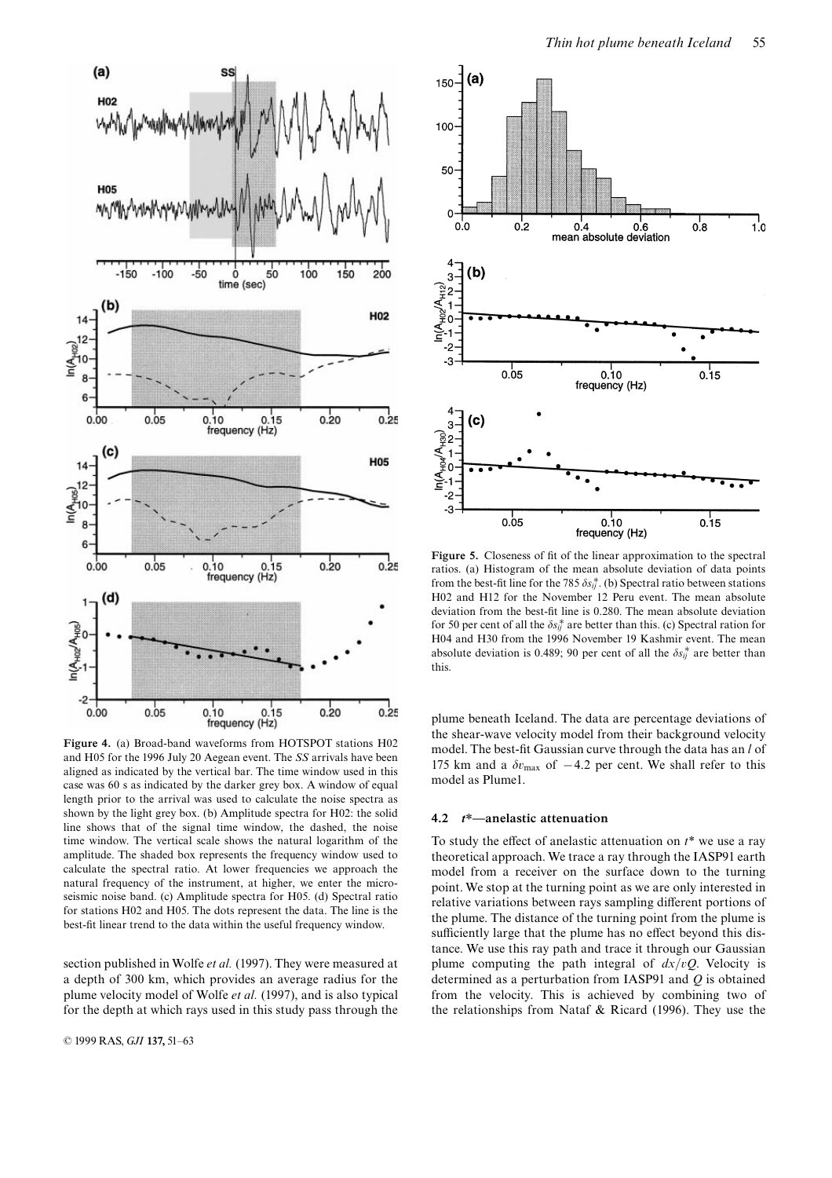**Figure 4.** (a) Broad-band waveforms from HOTSPOT stations H02 and H05 for the 1996 July 20 Aegean event. The *SS* arrivals have been aligned as indicated by the vertical bar. The time window used in this case was 60 s as indicated by the darker grey box. A window of equal length prior to the arrival was used to calculate the noise spectra as shown by the light grey box. (b) Amplitude spectra for H02: the solid line shows that of the signal time window, the dashed, the noise time window. The vertical scale shows the natural logarithm of the amplitude. The shaded box represents the frequency window used to calculate the spectral ratio. At lower frequencies we approach the natural frequency of the instrument, at higher, we enter the microseismic noise band. (c) Amplitude spectra for H05. (d) Spectral ratio for stations H02 and H05. The dots represent the data. The line is the best-fit linear trend to the data within the useful frequency window.

**Figure 5.** Closeness of fit of the linear approximation to the spectral ratios. (a) Histogram of the mean absolute deviation of data points from the best-fit line for the 785 $\delta s_{ij}^*$. (b) Spectral ratio between stations H02 and H12 for the November 12 Peru event. The mean absolute deviation from the best-fit line is 0.280. The mean absolute deviation for 50 per cent of all the $\delta s_{ij}^*$ are better than this. (c) Spectral ration for H04 and H30 from the 1996 November 19 Kashmir event. The mean absolute deviation is 0.489; 90 per cent of all the $\delta s_{ij}^*$ are better than this.

section published in Wolfe *et al.* (1997). They were measured at a depth of 300 km, which provides an average radius for the plume velocity model of Wolfe *et al.* (1997), and is also typical for the depth at which rays used in this study pass through the plume beneath Iceland. The data are percentage deviations of the shear-wave velocity model from their background velocity model. The best-fit Gaussian curve through the data has an $l$ of 175 km and a $\delta v_{\max}$ of $-4.2$ per cent. We shall refer to this model as Plume1.

### 4.2 $t^*$—anelastic attenuation

To study the effect of anelastic attenuation on $t^*$ we use a ray theoretical approach. We trace a ray through the IASP91 earth model from a receiver on the surface down to the turning point. We stop at the turning point as we are only interested in relative variations between rays sampling different portions of the plume. The distance of the turning point from the plume is sufficiently large that the plume has no effect beyond this distance. We use this ray path and trace it through our Gaussian plume computing the path integral of $dx/vQ$. Velocity is determined as a perturbation from IASP91 and $Q$ is obtained from the velocity. This is achieved by combining two of the relationships from Nataf & Ricard (1996). They use the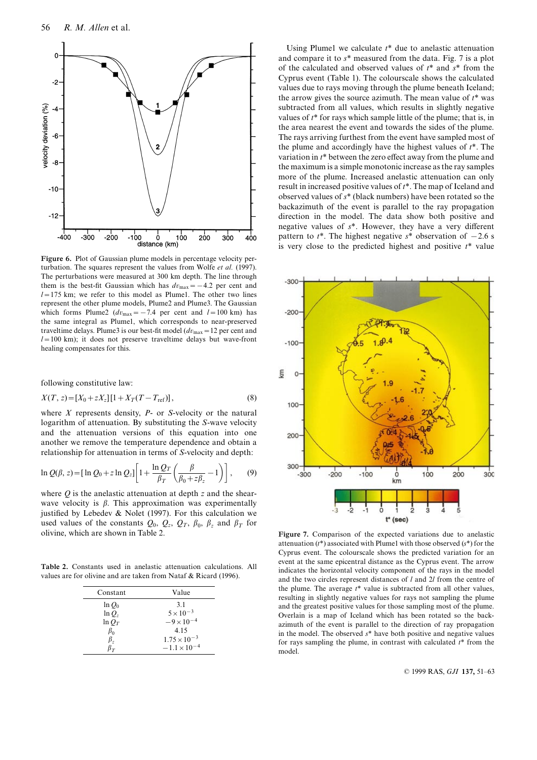Figure 6. Plot of Gaussian plume models in percentage velocity perturbation. The squares represent the values from Wolfe *et al.* (1997). The perturbations were measured at 300 km depth. The line through them is the best-fit Gaussian which has $dv_{max} = -4.2$ per cent and $l = 175$ km; we refer to this model as Plume1. The other two lines represent the other plume models, Plume2 and Plume3. The Gaussian which forms Plume2 ($dv_{max} = -7.4$ per cent and $l = 100$ km) has the same integral as Plume1, which corresponds to near-preserved traveltime delays. Plume3 is our best-fit model ($dv_{max} = 12$ per cent and $l = 100$ km); it does not preserve traveltime delays but wave-front healing compensates for this.

following constitutive law:

$$X(T, z) = [X_0 + zX_z][1 + X_T(T - T_{ref})], \tag{8}$$

where $X$ represents density, $P$- or $S$-velocity or the natural logarithm of attenuation. By substituting the $S$-wave velocity and the attenuation versions of this equation into one another we remove the temperature dependence and obtain a relationship for attenuation in terms of $S$-velocity and depth:

$$\ln Q(\beta, z) = [\ln Q_0 + z \ln Q_z]\left[1 + \frac{\ln Q_T}{\beta_T}\left(\frac{\beta}{\beta_0 + z\beta_z} - 1\right)\right], \tag{9}$$

where $Q$ is the anelastic attenuation at depth $z$ and the shear-wave velocity is $\beta$. This approximation was experimentally justified by Lebedev & Nolet (1997). For this calculation we used values of the constants $Q_0$, $Q_z$, $Q_T$, $\beta_0$, $\beta_z$ and $\beta_T$ for olivine, which are shown in Table 2.

Table 2. Constants used in anelastic attenuation calculations. All values are for olivine and are taken from Nataf & Ricard (1996).

| Constant | Value |
|---|---|
| $\ln Q_0$ | 3.1 |
| $\ln Q_z$ | $5 \times 10^{-3}$ |
| $\ln Q_T$ | $-9 \times 10^{-4}$ |
| $\beta_0$ | 4.15 |
| $\beta_z$ | $1.75 \times 10^{-3}$ |
| $\beta_T$ | $-1.1 \times 10^{-4}$ |

Using Plume1 we calculate $t^*$ due to anelastic attenuation and compare it to $s^*$ measured from the data. Fig. 7 is a plot of the calculated and observed values of $t^*$ and $s^*$ from the Cyprus event (Table 1). The colourscale shows the calculated values due to rays moving through the plume beneath Iceland; the arrow gives the source azimuth. The mean value of $t^*$ was subtracted from all values, which results in slightly negative values of $t^*$ for rays which sample little of the plume; that is, in the area nearest the event and towards the sides of the plume. The rays arriving furthest from the event have sampled most of the plume and accordingly have the highest values of $t^*$. The variation in $t^*$ between the zero effect away from the plume and the maximum is a simple monotonic increase as the ray samples more of the plume. Increased anelastic attenuation can only result in increased positive values of $t^*$. The map of Iceland and observed values of $s^*$ (black numbers) have been rotated so the backazimuth of the event is parallel to the ray propagation direction in the model. The data show both positive and negative values of $s^*$. However, they have a very different pattern to $t^*$. The highest negative $s^*$ observation of $-2.6$ s is very close to the predicted highest and positive $t^*$ value

Figure 7. Comparison of the expected variations due to anelastic attenuation ($t^*$) associated with Plume1 with those observed ($s^*$) for the Cyprus event. The colourscale shows the predicted variation for an event at the same epicentral distance as the Cyprus event. The arrow indicates the horizontal velocity component of the rays in the model and the two circles represent distances of $l$ and $2l$ from the centre of the plume. The average $t^*$ value is subtracted from all other values, resulting in slightly negative values for rays not sampling the plume and the greatest positive values for those sampling most of the plume. Overlain is a map of Iceland which has been rotated so the back-azimuth of the event is parallel to the direction of ray propagation in the model. The observed $s^*$ have both positive and negative values for rays sampling the plume, in contrast with calculated $t^*$ from the model.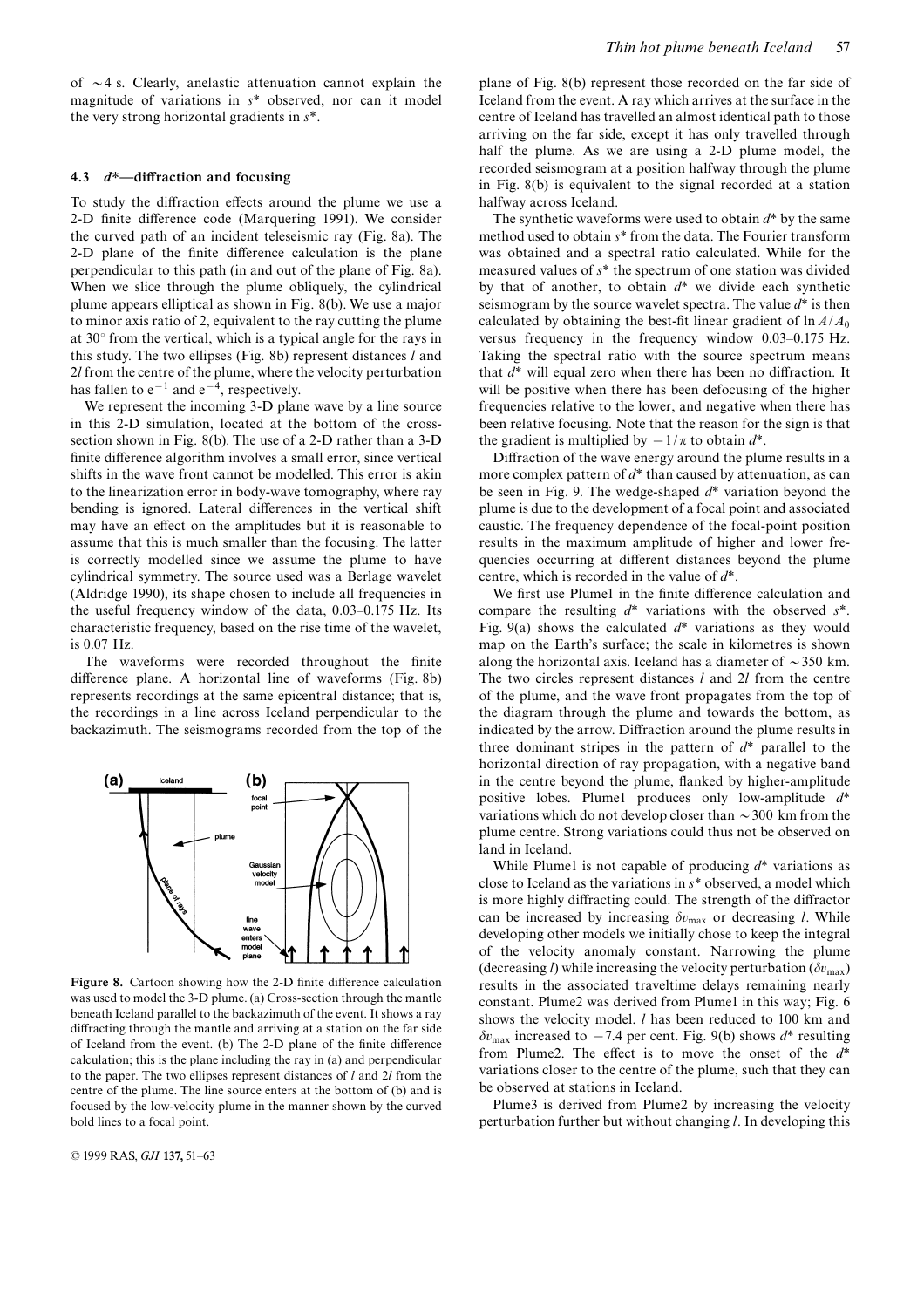of ~4 s. Clearly, anelastic attenuation cannot explain the magnitude of variations in $s^*$ observed, nor can it model the very strong horizontal gradients in $s^*$.

### 4.3 $d^*$—diffraction and focusing

To study the diffraction effects around the plume we use a 2-D finite difference code (Marquering 1991). We consider the curved path of an incident teleseismic ray (Fig. 8a). The 2-D plane of the finite difference calculation is the plane perpendicular to this path (in and out of the plane of Fig. 8a). When we slice through the plume obliquely, the cylindrical plume appears elliptical as shown in Fig. 8(b). We use a major to minor axis ratio of 2, equivalent to the ray cutting the plume at 30° from the vertical, which is a typical angle for the rays in this study. The two ellipses (Fig. 8b) represent distances $l$ and $2l$ from the centre of the plume, where the velocity perturbation has fallen to $e^{-1}$ and $e^{-4}$, respectively.

We represent the incoming 3-D plane wave by a line source in this 2-D simulation, located at the bottom of the cross-section shown in Fig. 8(b). The use of a 2-D rather than a 3-D finite difference algorithm involves a small error, since vertical shifts in the wave front cannot be modelled. This error is akin to the linearization error in body-wave tomography, where ray bending is ignored. Lateral differences in the vertical shift may have an effect on the amplitudes but it is reasonable to assume that this is much smaller than the focusing. The latter is correctly modelled since we assume the plume to have cylindrical symmetry. The source used was a Berlage wavelet (Aldridge 1990), its shape chosen to include all frequencies in the useful frequency window of the data, 0.03–0.175 Hz. Its characteristic frequency, based on the rise time of the wavelet, is 0.07 Hz.

The waveforms were recorded throughout the finite difference plane. A horizontal line of waveforms (Fig. 8b) represents recordings at the same epicentral distance; that is, the recordings in a line across Iceland perpendicular to the backazimuth. The seismograms recorded from the top of the plane of Fig. 8(b) represent those recorded on the far side of Iceland from the event. A ray which arrives at the surface in the centre of Iceland has travelled an almost identical path to those arriving on the far side, except it has only travelled through half the plume. As we are using a 2-D plume model, the recorded seismogram at a position halfway through the plume in Fig. 8(b) is equivalent to the signal recorded at a station halfway across Iceland.

**Figure 8.** Cartoon showing how the 2-D finite difference calculation was used to model the 3-D plume. (a) Cross-section through the mantle beneath Iceland parallel to the backazimuth of the event. It shows a ray diffracting through the mantle and arriving at a station on the far side of Iceland from the event. (b) The 2-D plane of the finite difference calculation; this is the plane including the ray in (a) and perpendicular to the paper. The two ellipses represent distances of $l$ and $2l$ from the centre of the plume. The line source enters at the bottom of (b) and is focused by the low-velocity plume in the manner shown by the curved bold lines to a focal point.

The synthetic waveforms were used to obtain $d^*$ by the same method used to obtain $s^*$ from the data. The Fourier transform was obtained and a spectral ratio calculated. While for the measured values of $s^*$ the spectrum of one station was divided by that of another, to obtain $d^*$ we divide each synthetic seismogram by the source wavelet spectra. The value $d^*$ is then calculated by obtaining the best-fit linear gradient of $\ln A/A_0$ versus frequency in the frequency window 0.03–0.175 Hz. Taking the spectral ratio with the source spectrum means that $d^*$ will equal zero when there has been no diffraction. It will be positive when there has been defocusing of the higher frequencies relative to the lower, and negative when there has been relative focusing. Note that the reason for the sign is that the gradient is multiplied by $-1/\pi$ to obtain $d^*$.

Diffraction of the wave energy around the plume results in a more complex pattern of $d^*$ than caused by attenuation, as can be seen in Fig. 9. The wedge-shaped $d^*$ variation beyond the plume is due to the development of a focal point and associated caustic. The frequency dependence of the focal-point position results in the maximum amplitude of higher and lower frequencies occurring at different distances beyond the plume centre, which is recorded in the value of $d^*$.

We first use Plume1 in the finite difference calculation and compare the resulting $d^*$ variations with the observed $s^*$. Fig. 9(a) shows the calculated $d^*$ variations as they would map on the Earth's surface; the scale in kilometres is shown along the horizontal axis. Iceland has a diameter of ~350 km. The two circles represent distances $l$ and $2l$ from the centre of the plume, and the wave front propagates from the top of the diagram through the plume and towards the bottom, as indicated by the arrow. Diffraction around the plume results in three dominant stripes in the pattern of $d^*$ parallel to the horizontal direction of ray propagation, with a negative band in the centre beyond the plume, flanked by higher-amplitude positive lobes. Plume1 produces only low-amplitude $d^*$ variations which do not develop closer than ~300 km from the plume centre. Strong variations could thus not be observed on land in Iceland.

While Plume1 is not capable of producing $d^*$ variations as close to Iceland as the variations in $s^*$ observed, a model which is more highly diffracting could. The strength of the diffractor can be increased by increasing $\delta v_{\max}$ or decreasing $l$. While developing other models we initially chose to keep the integral of the velocity anomaly constant. Narrowing the plume (decreasing $l$) while increasing the velocity perturbation ($\delta v_{\max}$) results in the associated traveltime delays remaining nearly constant. Plume2 was derived from Plume1 in this way; Fig. 6 shows the velocity model. $l$ has been reduced to 100 km and $\delta v_{\max}$ increased to −7.4 per cent. Fig. 9(b) shows $d^*$ resulting from Plume2. The effect is to move the onset of the $d^*$ variations closer to the centre of the plume, such that they can be observed at stations in Iceland.

Plume3 is derived from Plume2 by increasing the velocity perturbation further but without changing $l$. In developing this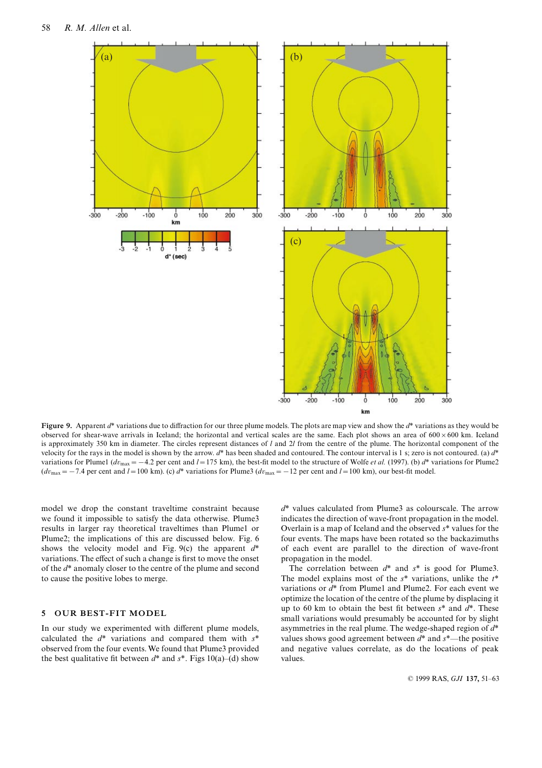**Figure 9.** Apparent $d^*$ variations due to diffraction for our three plume models. The plots are map view and show the $d^*$ variations as they would be observed for shear-wave arrivals in Iceland; the horizontal and vertical scales are the same. Each plot shows an area of $600 \times 600$ km. Iceland is approximately 350 km in diameter. The circles represent distances of $l$ and $2l$ from the centre of the plume. The horizontal component of the velocity for the rays in the model is shown by the arrow. $d^*$ has been shaded and contoured. The contour interval is 1 s; zero is not contoured. (a) $d^*$ variations for Plume1 ($dv_{max} = -4.2$ per cent and $l = 175$ km), the best-fit model to the structure of Wolfe *et al.* (1997). (b) $d^*$ variations for Plume2 ($dv_{max} = -7.4$ per cent and $l = 100$ km). (c) $d^*$ variations for Plume3 ($dv_{max} = -12$ per cent and $l = 100$ km), our best-fit model.

model we drop the constant traveltime constraint because we found it impossible to satisfy the data otherwise. Plume3 results in larger ray theoretical traveltimes than Plume1 or Plume2; the implications of this are discussed below. Fig. 6 shows the velocity model and Fig. 9(c) the apparent $d^*$ variations. The effect of such a change is first to move the onset of the $d^*$ anomaly closer to the centre of the plume and second to cause the positive lobes to merge.

## 5 OUR BEST-FIT MODEL

In our study we experimented with different plume models, calculated the $d^*$ variations and compared them with $s^*$ observed from the four events. We found that Plume3 provided the best qualitative fit between $d^*$ and $s^*$. Figs 10(a)–(d) show $d^*$ values calculated from Plume3 as colourscale. The arrow indicates the direction of wave-front propagation in the model. Overlain is a map of Iceland and the observed $s^*$ values for the four events. The maps have been rotated so the backazimuths of each event are parallel to the direction of wave-front propagation in the model.

The correlation between $d^*$ and $s^*$ is good for Plume3. The model explains most of the $s^*$ variations, unlike the $t^*$ variations or $d^*$ from Plume1 and Plume2. For each event we optimize the location of the centre of the plume by displacing it up to 60 km to obtain the best fit between $s^*$ and $d^*$. These small variations would presumably be accounted for by slight asymmetries in the real plume. The wedge-shaped region of $d^*$ values shows good agreement between $d^*$ and $s^*$—the positive and negative values correlate, as do the locations of peak values.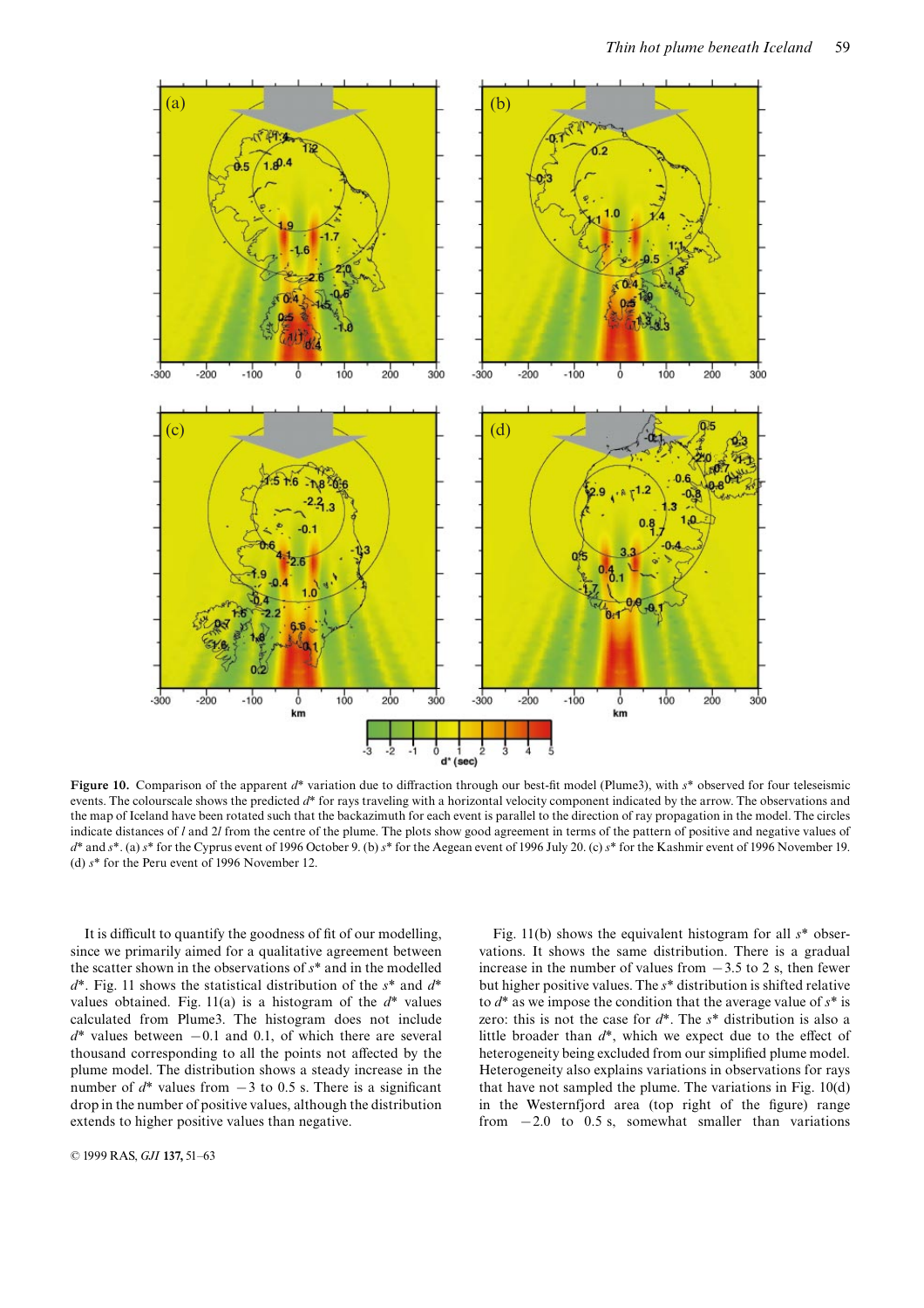**Figure 10.** Comparison of the apparent $d^*$ variation due to diffraction through our best-fit model (Plume3), with $s^*$ observed for four teleseismic events. The colourscale shows the predicted $d^*$ for rays traveling with a horizontal velocity component indicated by the arrow. The observations and the map of Iceland have been rotated such that the backazimuth for each event is parallel to the direction of ray propagation in the model. The circles indicate distances of $l$ and $2l$ from the centre of the plume. The plots show good agreement in terms of the pattern of positive and negative values of $d^*$ and $s^*$. (a) $s^*$ for the Cyprus event of 1996 October 9. (b) $s^*$ for the Aegean event of 1996 July 20. (c) $s^*$ for the Kashmir event of 1996 November 19. (d) $s^*$ for the Peru event of 1996 November 12.

It is difficult to quantify the goodness of fit of our modelling, since we primarily aimed for a qualitative agreement between the scatter shown in the observations of $s^*$ and in the modelled $d^*$. Fig. 11 shows the statistical distribution of the $s^*$ and $d^*$ values obtained. Fig. 11(a) is a histogram of the $d^*$ values calculated from Plume3. The histogram does not include $d^*$ values between $-0.1$ and 0.1, of which there are several thousand corresponding to all the points not affected by the plume model. The distribution shows a steady increase in the number of $d^*$ values from $-3$ to 0.5 s. There is a significant drop in the number of positive values, although the distribution extends to higher positive values than negative.

Fig. 11(b) shows the equivalent histogram for all $s^*$ observations. It shows the same distribution. There is a gradual increase in the number of values from $-3.5$ to 2 s, then fewer but higher positive values. The $s^*$ distribution is shifted relative to $d^*$ as we impose the condition that the average value of $s^*$ is zero: this is not the case for $d^*$. The $s^*$ distribution is also a little broader than $d^*$, which we expect due to the effect of heterogeneity being excluded from our simplified plume model. Heterogeneity also explains variations in observations for rays that have not sampled the plume. The variations in Fig. 10(d) in the Westernfjord area (top right of the figure) range from $-2.0$ to 0.5 s, somewhat smaller than variations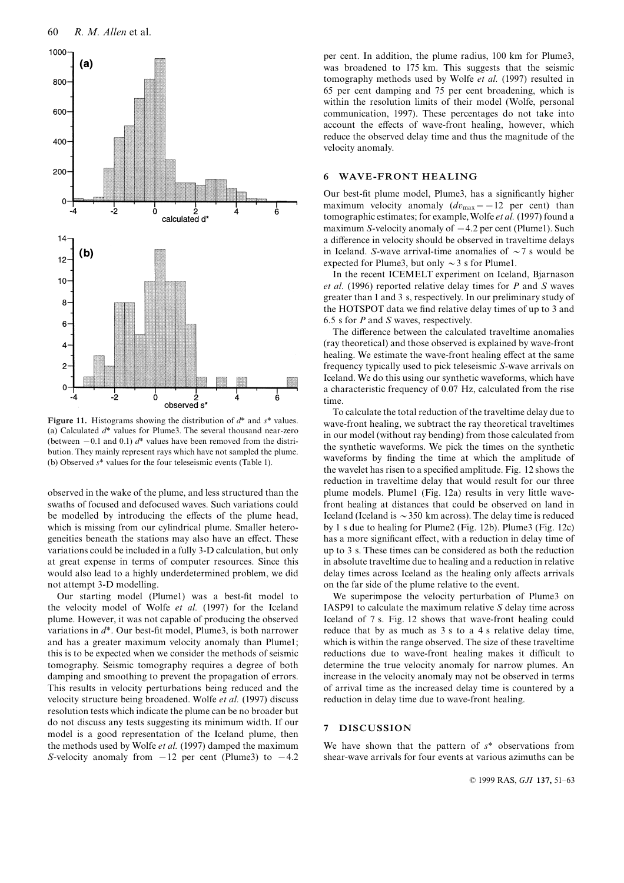**Figure 11.** Histograms showing the distribution of $d^*$ and $s^*$ values. (a) Calculated $d^*$ values for Plume3. The several thousand near-zero (between $-0.1$ and 0.1) $d^*$ values have been removed from the distribution. They mainly represent rays which have not sampled the plume. (b) Observed $s^*$ values for the four teleseismic events (Table 1).

observed in the wake of the plume, and less structured than the swaths of focused and defocused waves. Such variations could be modelled by introducing the effects of the plume head, which is missing from our cylindrical plume. Smaller heterogeneities beneath the stations may also have an effect. These variations could be included in a fully 3-D calculation, but only at great expense in terms of computer resources. Since this would also lead to a highly underdetermined problem, we did not attempt 3-D modelling.

Our starting model (Plume1) was a best-fit model to the velocity model of Wolfe *et al.* (1997) for the Iceland plume. However, it was not capable of producing the observed variations in $d^*$. Our best-fit model, Plume3, is both narrower and has a greater maximum velocity anomaly than Plume1; this is to be expected when we consider the methods of seismic tomography. Seismic tomography requires a degree of both damping and smoothing to prevent the propagation of errors. This results in velocity perturbations being reduced and the velocity structure being broadened. Wolfe *et al.* (1997) discuss resolution tests which indicate the plume can be no broader but do not discuss any tests suggesting its minimum width. If our model is a good representation of the Iceland plume, then the methods used by Wolfe *et al.* (1997) damped the maximum *S*-velocity anomaly from $-12$ per cent (Plume3) to $-4.2$ per cent. In addition, the plume radius, 100 km for Plume3, was broadened to 175 km. This suggests that the seismic tomography methods used by Wolfe *et al.* (1997) resulted in 65 per cent damping and 75 per cent broadening, which is within the resolution limits of their model (Wolfe, personal communication, 1997). These percentages do not take into account the effects of wave-front healing, however, which reduce the observed delay time and thus the magnitude of the velocity anomaly.

## 6 WAVE-FRONT HEALING

Our best-fit plume model, Plume3, has a significantly higher maximum velocity anomaly ($dv_{max} = -12$ per cent) than tomographic estimates; for example, Wolfe *et al.* (1997) found a maximum *S*-velocity anomaly of $-4.2$ per cent (Plume1). Such a difference in velocity should be observed in traveltime delays in Iceland. *S*-wave arrival-time anomalies of $\sim 7$ s would be expected for Plume3, but only $\sim 3$ s for Plume1.

In the recent ICEMELT experiment on Iceland, Bjarnason *et al.* (1996) reported relative delay times for *P* and *S* waves greater than 1 and 3 s, respectively. In our preliminary study of the HOTSPOT data we find relative delay times of up to 3 and 6.5 s for *P* and *S* waves, respectively.

The difference between the calculated traveltime anomalies (ray theoretical) and those observed is explained by wave-front healing. We estimate the wave-front healing effect at the same frequency typically used to pick teleseismic *S*-wave arrivals on Iceland. We do this using our synthetic waveforms, which have a characteristic frequency of 0.07 Hz, calculated from the rise time.

To calculate the total reduction of the traveltime delay due to wave-front healing, we subtract the ray theoretical traveltimes in our model (without ray bending) from those calculated from the synthetic waveforms. We pick the times on the synthetic waveforms by finding the time at which the amplitude of the wavelet has risen to a specified amplitude. Fig. 12 shows the reduction in traveltime delay that would result for our three plume models. Plume1 (Fig. 12a) results in very little wave-front healing at distances that could be observed on land in Iceland (Iceland is $\sim 350$ km across). The delay time is reduced by 1 s due to healing for Plume2 (Fig. 12b). Plume3 (Fig. 12c) has a more significant effect, with a reduction in delay time of up to 3 s. These times can be considered as both the reduction in absolute traveltime due to healing and a reduction in relative delay times across Iceland as the healing only affects arrivals on the far side of the plume relative to the event.

We superimpose the velocity perturbation of Plume3 on IASP91 to calculate the maximum relative *S* delay time across Iceland of 7 s. Fig. 12 shows that wave-front healing could reduce that by as much as 3 s to a 4 s relative delay time, which is within the range observed. The size of these traveltime reductions due to wave-front healing makes it difficult to determine the true velocity anomaly for narrow plumes. An increase in the velocity anomaly may not be observed in terms of arrival time as the increased delay time is countered by a reduction in delay time due to wave-front healing.

## 7 DISCUSSION

We have shown that the pattern of $s^*$ observations from shear-wave arrivals for four events at various azimuths can be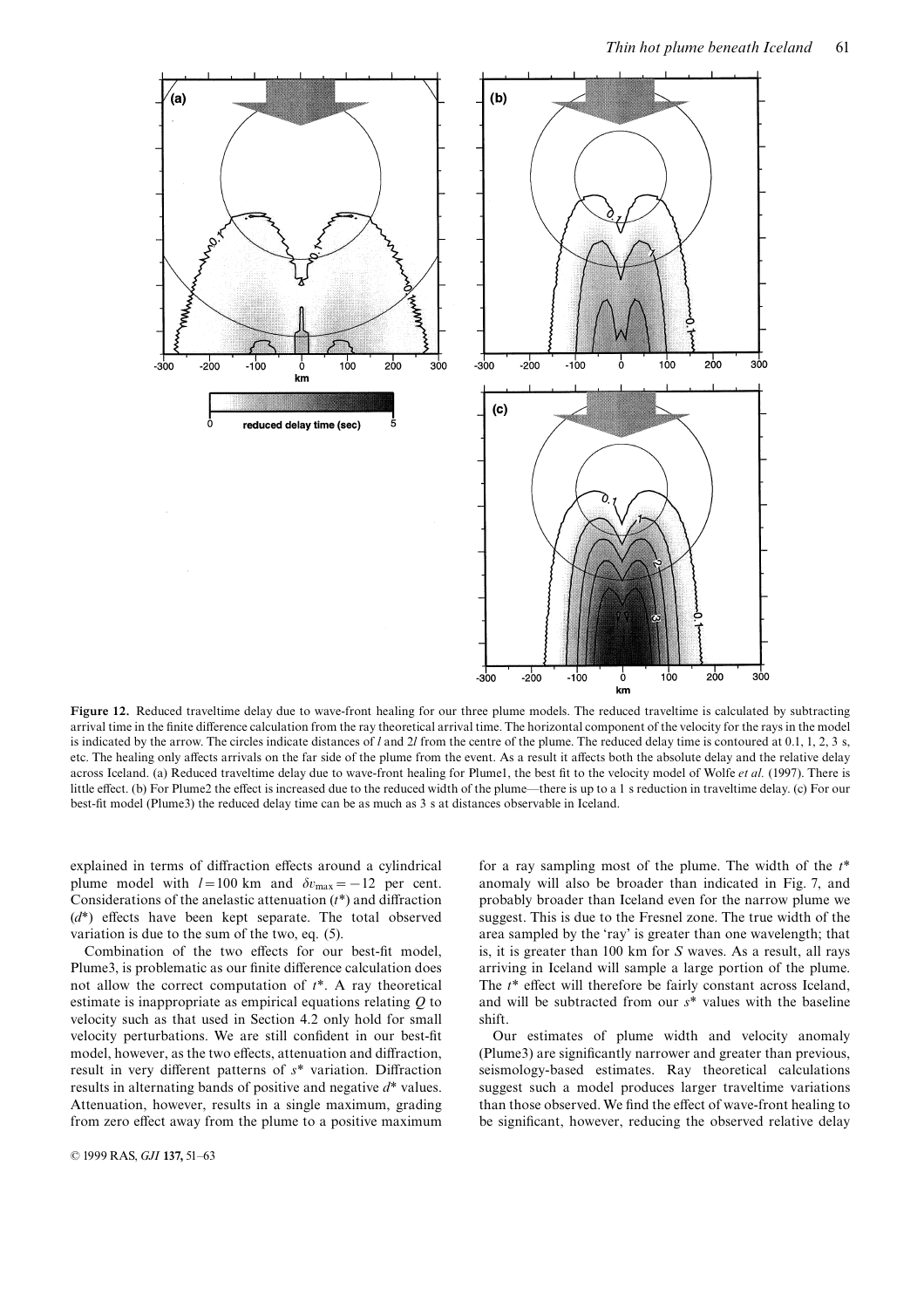**Figure 12.** Reduced traveltime delay due to wave-front healing for our three plume models. The reduced traveltime is calculated by subtracting arrival time in the finite difference calculation from the ray theoretical arrival time. The horizontal component of the velocity for the rays in the model is indicated by the arrow. The circles indicate distances of $l$ and $2l$ from the centre of the plume. The reduced delay time is contoured at 0.1, 1, 2, 3 s, etc. The healing only affects arrivals on the far side of the plume from the event. As a result it affects both the absolute delay and the relative delay across Iceland. (a) Reduced traveltime delay due to wave-front healing for Plume1, the best fit to the velocity model of Wolfe *et al.* (1997). There is little effect. (b) For Plume2 the effect is increased due to the reduced width of the plume—there is up to a 1 s reduction in traveltime delay. (c) For our best-fit model (Plume3) the reduced delay time can be as much as 3 s at distances observable in Iceland.

explained in terms of diffraction effects around a cylindrical plume model with $l = 100$ km and $\delta v_{\max} = -12$ per cent. Considerations of the anelastic attenuation ($t^*$) and diffraction ($d^*$) effects have been kept separate. The total observed variation is due to the sum of the two, eq. (5).

Combination of the two effects for our best-fit model, Plume3, is problematic as our finite difference calculation does not allow the correct computation of $t^*$. A ray theoretical estimate is inappropriate as empirical equations relating $Q$ to velocity such as that used in Section 4.2 only hold for small velocity perturbations. We are still confident in our best-fit model, however, as the two effects, attenuation and diffraction, result in very different patterns of $s^*$ variation. Diffraction results in alternating bands of positive and negative $d^*$ values. Attenuation, however, results in a single maximum, grading from zero effect away from the plume to a positive maximum for a ray sampling most of the plume. The width of the $t^*$ anomaly will also be broader than indicated in Fig. 7, and probably broader than Iceland even for the narrow plume we suggest. This is due to the Fresnel zone. The true width of the area sampled by the 'ray' is greater than one wavelength; that is, it is greater than 100 km for $S$ waves. As a result, all rays arriving in Iceland will sample a large portion of the plume. The $t^*$ effect will therefore be fairly constant across Iceland, and will be subtracted from our $s^*$ values with the baseline shift.

Our estimates of plume width and velocity anomaly (Plume3) are significantly narrower and greater than previous, seismology-based estimates. Ray theoretical calculations suggest such a model produces larger traveltime variations than those observed. We find the effect of wave-front healing to be significant, however, reducing the observed relative delay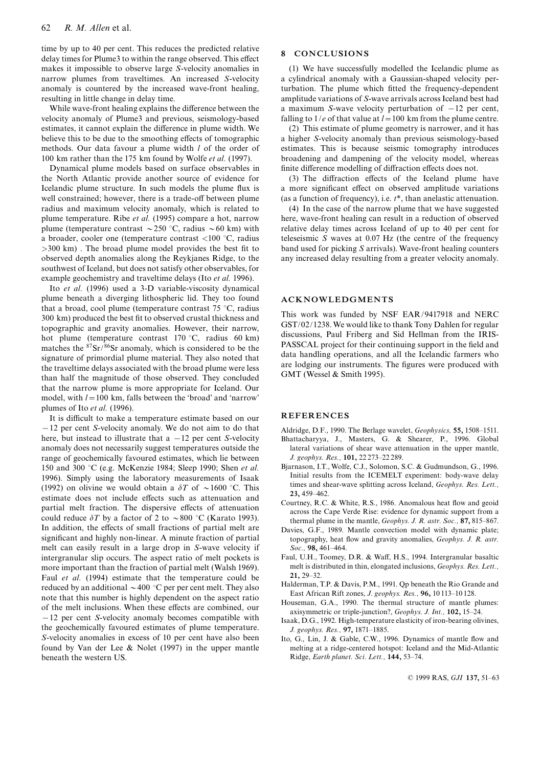time by up to 40 per cent. This reduces the predicted relative delay times for Plume3 to within the range observed. This effect makes it impossible to observe large *S*-velocity anomalies in narrow plumes from traveltimes. An increased *S*-velocity anomaly is countered by the increased wave-front healing, resulting in little change in delay time.

While wave-front healing explains the difference between the velocity anomaly of Plume3 and previous, seismology-based estimates, it cannot explain the difference in plume width. We believe this to be due to the smoothing effects of tomographic methods. Our data favour a plume width $l$ of the order of 100 km rather than the 175 km found by Wolfe *et al.* (1997).

Dynamical plume models based on surface observables in the North Atlantic provide another source of evidence for Icelandic plume structure. In such models the plume flux is well constrained; however, there is a trade-off between plume radius and maximum velocity anomaly, which is related to plume temperature. Ribe *et al.* (1995) compare a hot, narrow plume (temperature contrast $\sim$250 °C, radius $\sim$60 km) with a broader, cooler one (temperature contrast $<$100 °C, radius $>$300 km) . The broad plume model provides the best fit to observed depth anomalies along the Reykjanes Ridge, to the southwest of Iceland, but does not satisfy other observables, for example geochemistry and traveltime delays (Ito *et al.* 1996).

Ito *et al.* (1996) used a 3-D variable-viscosity dynamical plume beneath a diverging lithospheric lid. They too found that a broad, cool plume (temperature contrast 75 °C, radius 300 km) produced the best fit to observed crustal thickness and topographic and gravity anomalies. However, their narrow, hot plume (temperature contrast 170 °C, radius 60 km) matches the $^{87}Sr/^{86}Sr$ anomaly, which is considered to be the signature of primordial plume material. They also noted that the traveltime delays associated with the broad plume were less than half the magnitude of those observed. They concluded that the narrow plume is more appropriate for Iceland. Our model, with $l = 100$ km, falls between the 'broad' and 'narrow' plumes of Ito *et al.* (1996).

It is difficult to make a temperature estimate based on our $-12$ per cent *S*-velocity anomaly. We do not aim to do that here, but instead to illustrate that a $-12$ per cent *S*-velocity anomaly does not necessarily suggest temperatures outside the range of geochemically favoured estimates, which lie between 150 and 300 °C (e.g. McKenzie 1984; Sleep 1990; Shen *et al.* 1996). Simply using the laboratory measurements of Isaak (1992) on olivine we would obtain a $\delta T$ of $\sim$1600 °C. This estimate does not include effects such as attenuation and partial melt fraction. The dispersive effects of attenuation could reduce $\delta T$ by a factor of 2 to $\sim$800 °C (Karato 1993). In addition, the effects of small fractions of partial melt are significant and highly non-linear. A minute fraction of partial melt can easily result in a large drop in *S*-wave velocity if intergranular slip occurs. The aspect ratio of melt pockets is more important than the fraction of partial melt (Walsh 1969). Faul *et al.* (1994) estimate that the temperature could be reduced by an additional $\sim$400 °C per per cent melt. They also note that this number is highly dependent on the aspect ratio of the melt inclusions. When these effects are combined, our $-12$ per cent *S*-velocity anomaly becomes compatible with the geochemically favoured estimates of plume temperature. *S*-velocity anomalies in excess of 10 per cent have also been found by Van der Lee & Nolet (1997) in the upper mantle beneath the western US.

## 8 CONCLUSIONS

(1) We have successfully modelled the Icelandic plume as a cylindrical anomaly with a Gaussian-shaped velocity perturbation. The plume which fitted the frequency-dependent amplitude variations of *S*-wave arrivals across Iceland best had a maximum *S*-wave velocity perturbation of $-12$ per cent, falling to $1/e$ of that value at $l = 100$ km from the plume centre.

(2) This estimate of plume geometry is narrower, and it has a higher *S*-velocity anomaly than previous seismology-based estimates. This is because seismic tomography introduces broadening and dampening of the velocity model, whereas finite difference modelling of diffraction effects does not.

(3) The diffraction effects of the Iceland plume have a more significant effect on observed amplitude variations (as a function of frequency), i.e. $t^*$, than anelastic attenuation.

(4) In the case of the narrow plume that we have suggested here, wave-front healing can result in a reduction of observed relative delay times across Iceland of up to 40 per cent for teleseismic *S* waves at 0.07 Hz (the centre of the frequency band used for picking *S* arrivals). Wave-front healing counters any increased delay resulting from a greater velocity anomaly.

## ACKNOWLEDGMENTS

This work was funded by NSF EAR/9417918 and NERC GST/02/1238. We would like to thank Tony Dahlen for regular discussions, Paul Friberg and Sid Hellman from the IRIS-PASSCAL project for their continuing support in the field and data handling operations, and all the Icelandic farmers who are lodging our instruments. The figures were produced with GMT (Wessel & Smith 1995).

## REFERENCES

Aldridge, D.F., 1990. The Berlage wavelet, *Geophysics,* **55,** 1508–1511.

Bhattacharyya, J., Masters, G. & Shearer, P., 1996. Global lateral variations of shear wave attenuation in the upper mantle, *J. geophys. Res.,* **101,** 22 273–22 289.

Bjarnason, I.T., Wolfe, C.J., Solomon, S.C. & Gudmundson, G., 1996. Initial results from the ICEMELT experiment: body-wave delay times and shear-wave splitting across Iceland, *Geophys. Res. Lett.,* **23,** 459–462.

Courtney, R.C. & White, R.S., 1986. Anomalous heat flow and geoid across the Cape Verde Rise: evidence for dynamic support from a thermal plume in the mantle, *Geophys. J. R. astr. Soc.,* **87,** 815–867.

Davies, G.F., 1989. Mantle convection model with dynamic plate; topography, heat flow and gravity anomalies, *Geophys. J. R. astr. Soc.,* **98,** 461–464.

Faul, U.H., Toomey, D.R. & Waff, H.S., 1994. Intergranular basaltic melt is distributed in thin, elongated inclusions, *Geophys. Res. Lett.,* **21,** 29–32.

Halderman, T.P. & Davis, P.M., 1991. Qp beneath the Rio Grande and East African Rift zones, *J. geophys. Res.,* **96,** 10 113–10 128.

Houseman, G.A., 1990. The thermal structure of mantle plumes: axisymmetric or triple-junction?, *Geophys. J. Int.,* **102,** 15–24.

Isaak, D.G., 1992. High-temperature elasticity of iron-bearing olivines, *J. geophys. Res.,* **97,** 1871–1885.

Ito, G., Lin, J. & Gable, C.W., 1996. Dynamics of mantle flow and melting at a ridge-centered hotspot: Iceland and the Mid-Atlantic Ridge, *Earth planet. Sci. Lett.,* **144,** 53–74.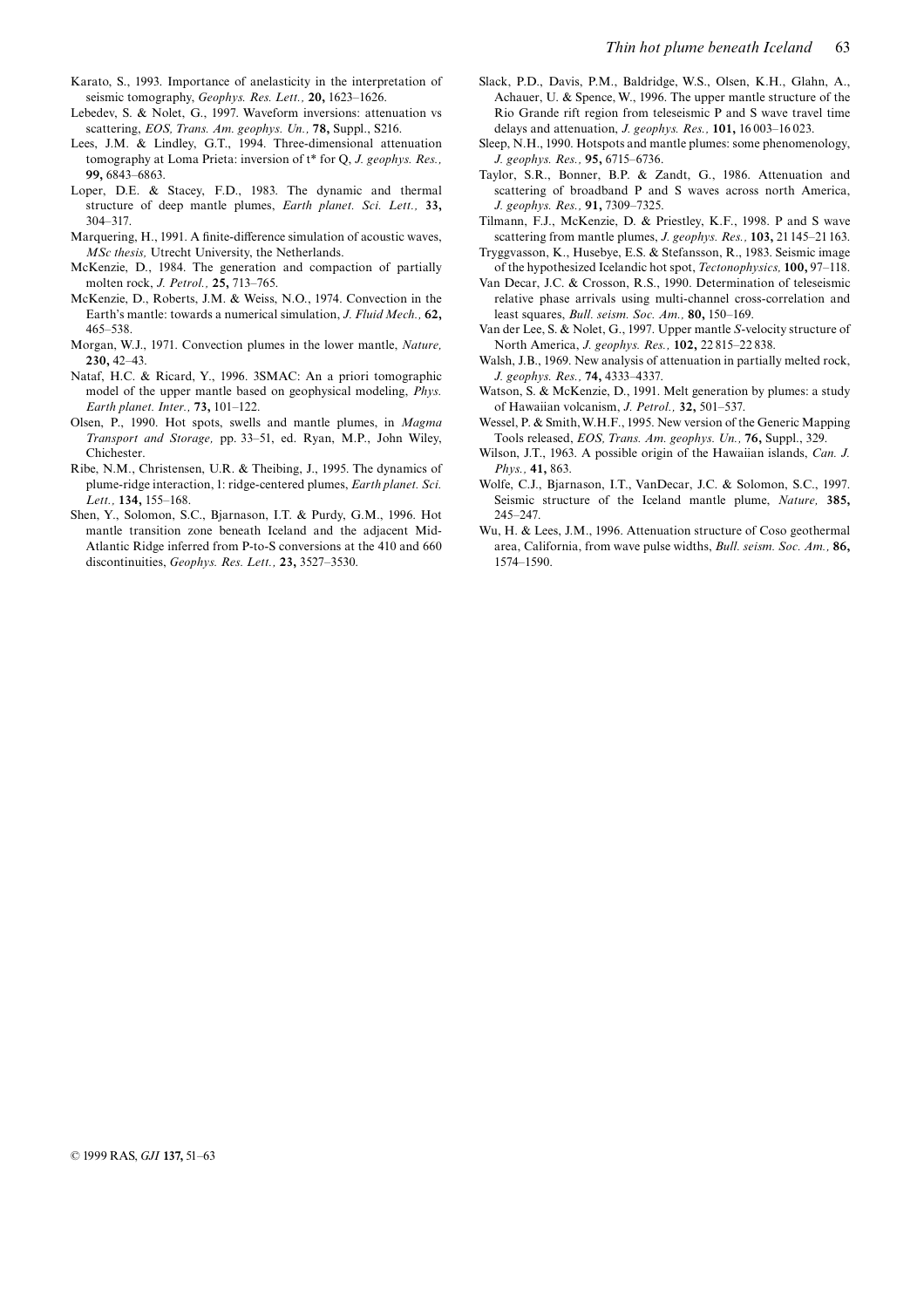Karato, S., 1993. Importance of anelasticity in the interpretation of seismic tomography, *Geophys. Res. Lett.,* **20,** 1623–1626.

Lebedev, S. & Nolet, G., 1997. Waveform inversions: attenuation vs scattering, *EOS, Trans. Am. geophys. Un.,* **78,** Suppl., S216.

Lees, J.M. & Lindley, G.T., 1994. Three-dimensional attenuation tomography at Loma Prieta: inversion of t* for Q, *J. geophys. Res.,* **99,** 6843–6863.

Loper, D.E. & Stacey, F.D., 1983. The dynamic and thermal structure of deep mantle plumes, *Earth planet. Sci. Lett.,* **33,** 304–317.

Marquering, H., 1991. A finite-difference simulation of acoustic waves, *MSc thesis,* Utrecht University, the Netherlands.

McKenzie, D., 1984. The generation and compaction of partially molten rock, *J. Petrol.,* **25,** 713–765.

McKenzie, D., Roberts, J.M. & Weiss, N.O., 1974. Convection in the Earth's mantle: towards a numerical simulation, *J. Fluid Mech.,* **62,** 465–538.

Morgan, W.J., 1971. Convection plumes in the lower mantle, *Nature,* **230,** 42–43.

Nataf, H.C. & Ricard, Y., 1996. 3SMAC: An a priori tomographic model of the upper mantle based on geophysical modeling, *Phys. Earth planet. Inter.,* **73,** 101–122.

Olsen, P., 1990. Hot spots, swells and mantle plumes, in *Magma Transport and Storage,* pp. 33–51, ed. Ryan, M.P., John Wiley, Chichester.

Ribe, N.M., Christensen, U.R. & Theibing, J., 1995. The dynamics of plume-ridge interaction, 1: ridge-centered plumes, *Earth planet. Sci. Lett.,* **134,** 155–168.

Shen, Y., Solomon, S.C., Bjarnason, I.T. & Purdy, G.M., 1996. Hot mantle transition zone beneath Iceland and the adjacent Mid-Atlantic Ridge inferred from P-to-S conversions at the 410 and 660 discontinuities, *Geophys. Res. Lett.,* **23,** 3527–3530.

Slack, P.D., Davis, P.M., Baldridge, W.S., Olsen, K.H., Glahn, A., Achauer, U. & Spence, W., 1996. The upper mantle structure of the Rio Grande rift region from teleseismic P and S wave travel time delays and attenuation, *J. geophys. Res.,* **101,** 16 003–16 023.

Sleep, N.H., 1990. Hotspots and mantle plumes: some phenomenology, *J. geophys. Res.,* **95,** 6715–6736.

Taylor, S.R., Bonner, B.P. & Zandt, G., 1986. Attenuation and scattering of broadband P and S waves across north America, *J. geophys. Res.,* **91,** 7309–7325.

Tilmann, F.J., McKenzie, D. & Priestley, K.F., 1998. P and S wave scattering from mantle plumes, *J. geophys. Res.,* **103,** 21 145–21 163.

Tryggvasson, K., Husebye, E.S. & Stefansson, R., 1983. Seismic image of the hypothesized Icelandic hot spot, *Tectonophysics,* **100,** 97–118.

Van Decar, J.C. & Crosson, R.S., 1990. Determination of teleseismic relative phase arrivals using multi-channel cross-correlation and least squares, *Bull. seism. Soc. Am.,* **80,** 150–169.

Van der Lee, S. & Nolet, G., 1997. Upper mantle *S*-velocity structure of North America, *J. geophys. Res.,* **102,** 22 815–22 838.

Walsh, J.B., 1969. New analysis of attenuation in partially melted rock, *J. geophys. Res.,* **74,** 4333–4337.

Watson, S. & McKenzie, D., 1991. Melt generation by plumes: a study of Hawaiian volcanism, *J. Petrol.,* **32,** 501–537.

Wessel, P. & Smith, W.H.F., 1995. New version of the Generic Mapping Tools released, *EOS, Trans. Am. geophys. Un.,* **76,** Suppl., 329.

Wilson, J.T., 1963. A possible origin of the Hawaiian islands, *Can. J. Phys.,* **41,** 863.

Wolfe, C.J., Bjarnason, I.T., VanDecar, J.C. & Solomon, S.C., 1997. Seismic structure of the Iceland mantle plume, *Nature,* **385,** 245–247.

Wu, H. & Lees, J.M., 1996. Attenuation structure of Coso geothermal area, California, from wave pulse widths, *Bull. seism. Soc. Am.,* **86,** 1574–1590.